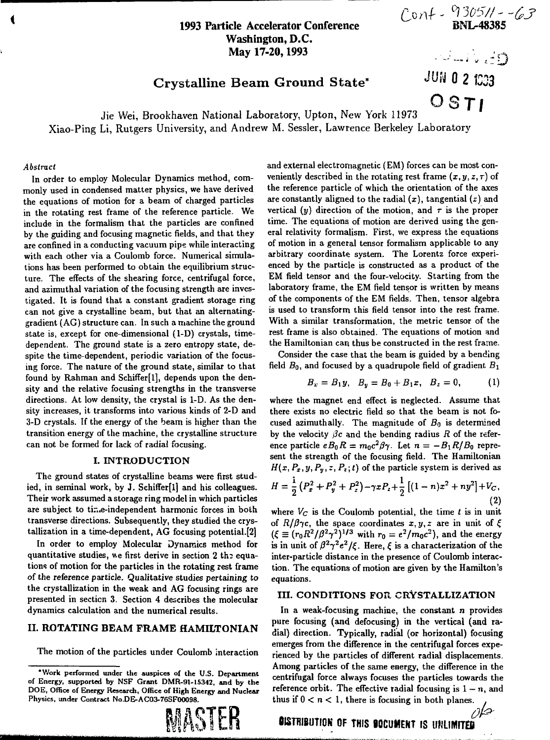Conf-930511--63
BNL-48385

1993 Particle Accelerator Conference
Washington, D.C.
May 17-20, 1993

# Crystalline Beam Ground State*

Jie Wei, Brookhaven National Laboratory, Upton, New York 11973
Xiao-Ping Li, Rutgers University, and Andrew M. Sessler, Lawrence Berkeley Laboratory

*Abstract*

In order to employ Molecular Dynamics method, commonly used in condensed matter physics, we have derived the equations of motion for a beam of charged particles in the rotating rest frame of the reference particle. We include in the formalism that the particles are confined by the guiding and focusing magnetic fields, and that they are confined in a conducting vacuum pipe while interacting with each other via a Coulomb force. Numerical simulations has been performed to obtain the equilibrium structure. The effects of the shearing force, centrifugal force, and azimuthal variation of the focusing strength are investigated. It is found that a constant gradient storage ring can not give a crystalline beam, but that an alternating-gradient (AG) structure can. In such a machine the ground state is, except for one-dimensional (1-D) crystals, time-dependent. The ground state is a zero entropy state, despite the time-dependent, periodic variation of the focusing force. The nature of the ground state, similar to that found by Rahman and Schiffer[1], depends upon the density and the relative focusing strengths in the transverse directions. At low density, the crystal is 1-D. As the density increases, it transforms into various kinds of 2-D and 3-D crystals. If the energy of the beam is higher than the transition energy of the machine, the crystalline structure can not be formed for lack of radial focusing.

## I. INTRODUCTION

The ground states of crystalline beams were first studied, in seminal work, by J. Schiffer[1] and his colleagues. Their work assumed a storage ring model in which particles are subject to time-independent harmonic forces in both transverse directions. Subsequently, they studied the crystallization in a time-dependent, AG focusing potential.[2]

In order to employ Molecular Dynamics method for quantitative studies, we first derive in section 2 the equations of motion for the particles in the rotating rest frame of the reference particle. Qualitative studies pertaining to the crystallization in the weak and AG focusing rings are presented in section 3. Section 4 describes the molecular dynamics calculation and the numerical results.

## II. ROTATING BEAM FRAME HAMILTONIAN

The motion of the particles under Coulomb interaction and external electromagnetic (EM) forces can be most conveniently described in the rotating rest frame $(x, y, z, \tau)$ of the reference particle of which the orientation of the axes are constantly aligned to the radial $(x)$, tangential $(z)$ and vertical $(y)$ direction of the motion, and $\tau$ is the proper time. The equations of motion are derived using the general relativity formalism. First, we express the equations of motion in a general tensor formalism applicable to any arbitrary coordinate system. The Lorentz force experienced by the particle is constructed as a product of the EM field tensor and the four-velocity. Starting from the laboratory frame, the EM field tensor is written by means of the components of the EM fields. Then, tensor algebra is used to transform this field tensor into the rest frame. With a similar transformation, the metric tensor of the rest frame is also obtained. The equations of motion and the Hamiltonian can thus be constructed in the rest frame.

Consider the case that the beam is guided by a bending field $B_0$, and focused by a quadrupole field of gradient $B_1$

$$B_x = B_1 y, \quad B_y = B_0 + B_1 x, \quad B_z = 0, \tag{1}$$

where the magnet end effect is neglected. Assume that there exists no electric field so that the beam is not focused azimuthally. The magnitude of $B_0$ is determined by the velocity $\beta c$ and the bending radius $R$ of the reference particle $eB_0R = m_0c^2\beta\gamma$. Let $n = -B_1R/B_0$ represent the strength of the focusing field. The Hamiltonian $H(x, P_x, y, P_y, z, P_z; t)$ of the particle system is derived as

$$H = \frac{1}{2}\left(P_x^2 + P_y^2 + P_z^2\right) - \gamma x P_z + \frac{1}{2}\left[(1-n)x^2 + ny^2\right] + V_C, \tag{2}$$

where $V_C$ is the Coulomb potential, the time $t$ is in unit of $R/\beta\gamma c$, the space coordinates $x, y, z$ are in unit of $\xi$ ($\xi \equiv (r_0R^2/\beta^2\gamma^2)^{1/3}$ with $r_0 = e^2/m_0c^2$), and the energy is in unit of $\beta^2\gamma^2e^2/\xi$. Here, $\xi$ is a characterization of the inter-particle distance in the presence of Coulomb interaction. The equations of motion are given by the Hamilton's equations.

## III. CONDITIONS FOR CRYSTALLIZATION

In a weak-focusing machine, the constant $n$ provides pure focusing (and defocusing) in the vertical (and radial) direction. Typically, radial (or horizontal) focusing emerges from the difference in the centrifugal forces experienced by the particles of different radial displacements. Among particles of the same energy, the difference in the centrifugal force always focuses the particles towards the reference orbit. The effective radial focusing is $1 - n$, and thus if $0 < n < 1$, there is focusing in both planes.

*Work performed under the auspices of the U.S. Department of Energy, supported by NSF Grant DMR-91-15342, and by the DOE, Office of Energy Research, Office of High Energy and Nuclear Physics, under Contract No.DE-AC03-76SF00098.

MASTER

DISTRIBUTION OF THIS DOCUMENT IS UNLIMITED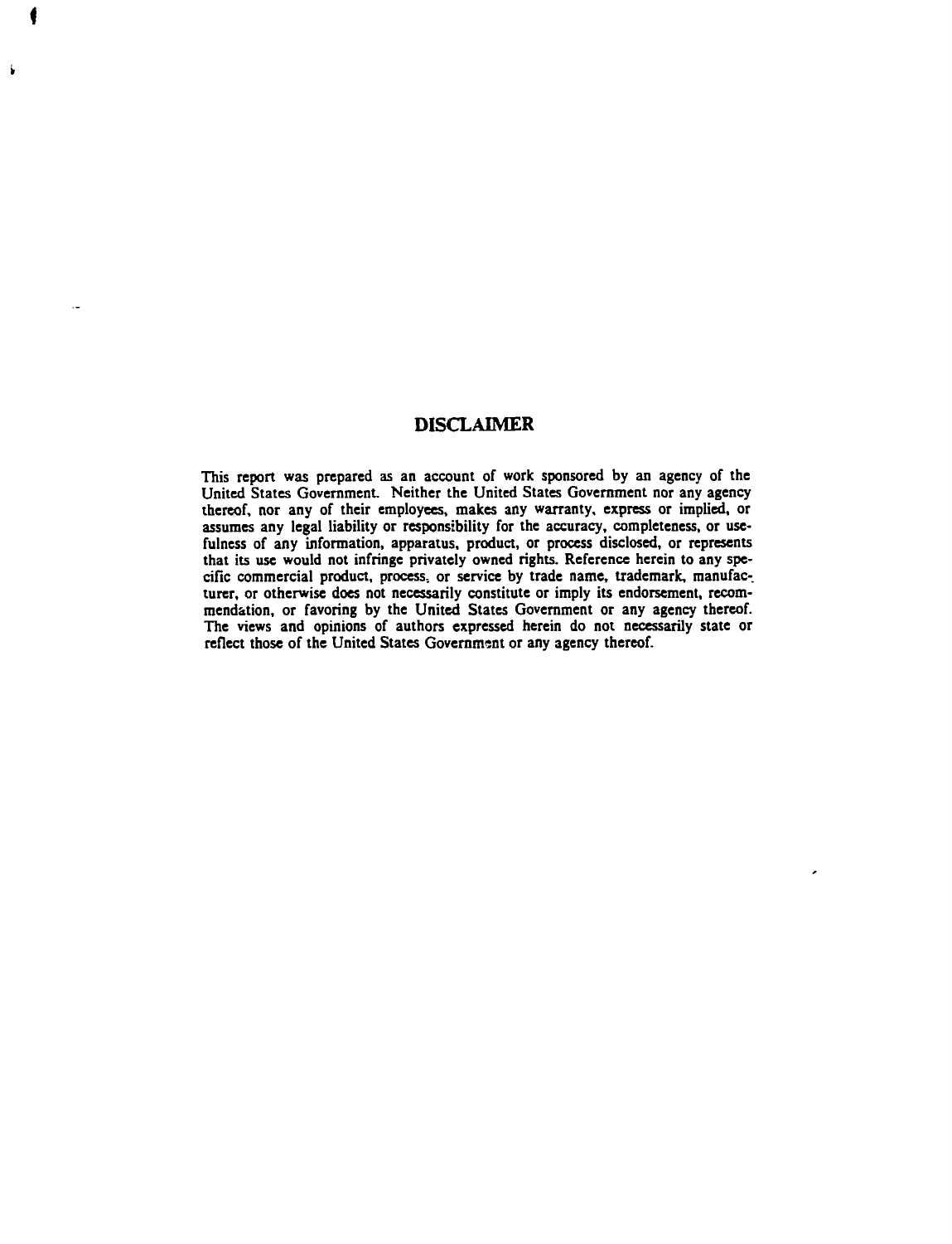## DISCLAIMER

This report was prepared as an account of work sponsored by an agency of the United States Government. Neither the United States Government nor any agency thereof, nor any of their employees, makes any warranty, express or implied, or assumes any legal liability or responsibility for the accuracy, completeness, or usefulness of any information, apparatus, product, or process disclosed, or represents that its use would not infringe privately owned rights. Reference herein to any specific commercial product, process, or service by trade name, trademark, manufacturer, or otherwise does not necessarily constitute or imply its endorsement, recommendation, or favoring by the United States Government or any agency thereof. The views and opinions of authors expressed herein do not necessarily state or reflect those of the United States Government or any agency thereof.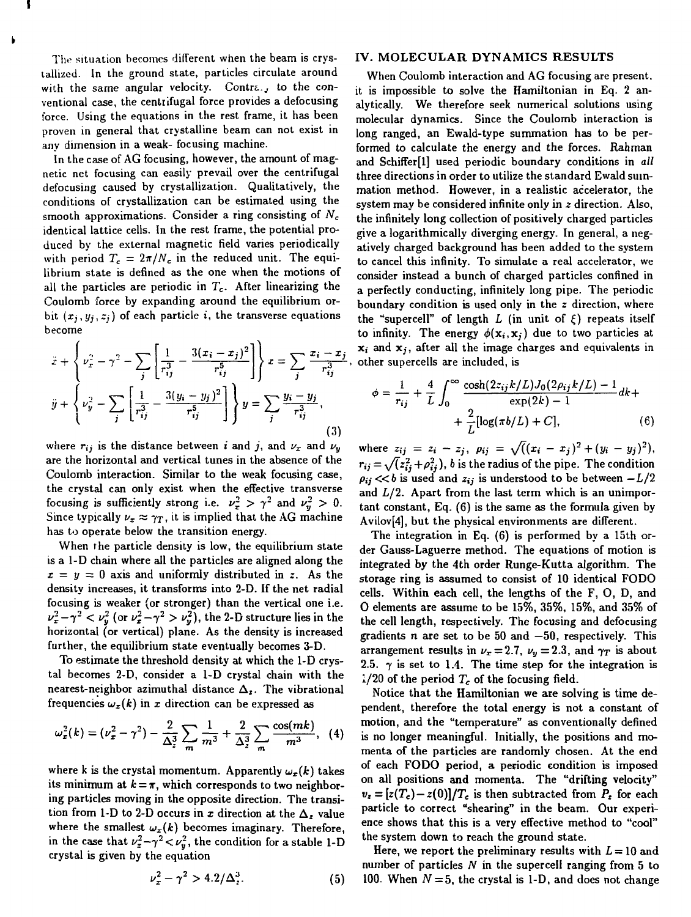The situation becomes different when the beam is crystallized. In the ground state, particles circulate around with the same angular velocity. Contrary to the conventional case, the centrifugal force provides a defocusing force. Using the equations in the rest frame, it has been proven in general that crystalline beam can not exist in any dimension in a weak- focusing machine.

In the case of AG focusing, however, the amount of magnetic net focusing can easily prevail over the centrifugal defocusing caused by crystallization. Qualitatively, the conditions of crystallization can be estimated using the smooth approximations. Consider a ring consisting of $N_c$ identical lattice cells. In the rest frame, the potential produced by the external magnetic field varies periodically with period $T_c = 2\pi/N_c$ in the reduced unit. The equilibrium state is defined as the one when the motions of all the particles are periodic in $T_c$. After linearizing the Coulomb force by expanding around the equilibrium orbit $(x_j, y_j, z_j)$ of each particle $i$, the transverse equations become

$$\ddot{x} + \left\{ \nu_x^2 - \gamma^2 - \sum_j \left[ \frac{1}{r_{ij}^3} - \frac{3(x_i - x_j)^2}{r_{ij}^5} \right] \right\} x = \sum_j \frac{x_i - x_j}{r_{ij}^3},$$

$$\ddot{y} + \left\{ \nu_y^2 - \sum_j \left[ \frac{1}{r_{ij}^3} - \frac{3(y_i - y_j)^2}{r_{ij}^5} \right] \right\} y = \sum_j \frac{y_i - y_j}{r_{ij}^3}, \tag{3}$$

where $r_{ij}$ is the distance between $i$ and $j$, and $\nu_x$ and $\nu_y$ are the horizontal and vertical tunes in the absence of the Coulomb interaction. Similar to the weak focusing case, the crystal can only exist when the effective transverse focusing is sufficiently strong i.e. $\nu_x^2 > \gamma^2$ and $\nu_y^2 > 0$. Since typically $\nu_x \approx \gamma_T$, it is implied that the AG machine has to operate below the transition energy.

When the particle density is low, the equilibrium state is a 1-D chain where all the particles are aligned along the $x = y = 0$ axis and uniformly distributed in $z$. As the density increases, it transforms into 2-D. If the net radial focusing is weaker (or stronger) than the vertical one i.e. $\nu_x^2 - \gamma^2 < \nu_y^2$ (or $\nu_x^2 - \gamma^2 > \nu_y^2$), the 2-D structure lies in the horizontal (or vertical) plane. As the density is increased further, the equilibrium state eventually becomes 3-D.

To estimate the threshold density at which the 1-D crystal becomes 2-D, consider a 1-D crystal chain with the nearest-neighbor azimuthal distance $\Delta_z$. The vibrational frequencies $\omega_x(k)$ in $x$ direction can be expressed as

$$\omega_x^2(k) = (\nu_x^2 - \gamma^2) - \frac{2}{\Delta_z^3} \sum_m \frac{1}{m^3} + \frac{2}{\Delta_z^3} \sum_m \frac{\cos(mk)}{m^3}, \tag{4}$$

where k is the crystal momentum. Apparently $\omega_x(k)$ takes its minimum at $k = \pi$, which corresponds to two neighboring particles moving in the opposite direction. The transition from 1-D to 2-D occurs in $x$ direction at the $\Delta_z$ value where the smallest $\omega_x(k)$ becomes imaginary. Therefore, in the case that $\nu_x^2 - \gamma^2 < \nu_y^2$, the condition for a stable 1-D crystal is given by the equation

$$\nu_x^2 - \gamma^2 > 4.2/\Delta_z^3. \tag{5}$$

## IV. MOLECULAR DYNAMICS RESULTS

When Coulomb interaction and AG focusing are present, it is impossible to solve the Hamiltonian in Eq. 2 analytically. We therefore seek numerical solutions using molecular dynamics. Since the Coulomb interaction is long ranged, an Ewald-type summation has to be performed to calculate the energy and the forces. Rahman and Schiffer[1] used periodic boundary conditions in *all* three directions in order to utilize the standard Ewald summation method. However, in a realistic accelerator, the system may be considered infinite only in $z$ direction. Also, the infinitely long collection of positively charged particles give a logarithmically diverging energy. In general, a negatively charged background has been added to the system to cancel this infinity. To simulate a real accelerator, we consider instead a bunch of charged particles confined in a perfectly conducting, infinitely long pipe. The periodic boundary condition is used only in the $z$ direction, where the "supercell" of length $L$ (in unit of $\xi$) repeats itself to infinity. The energy $\phi(\mathbf{x}_i, \mathbf{x}_j)$ due to two particles at $\mathbf{x}_i$ and $\mathbf{x}_j$, after all the image charges and equivalents in other supercells are included, is

$$\phi = \frac{1}{r_{ij}} + \frac{4}{L} \int_0^\infty \frac{\cosh(2z_{ij}k/L) J_0(2\rho_{ij}k/L) - 1}{\exp(2k) - 1} dk + \frac{2}{L}[\log(\pi b/L) + C], \tag{6}$$

where $z_{ij} = z_i - z_j$, $\rho_{ij} = \sqrt{((x_i - x_j)^2 + (y_i - y_j)^2)}$, $r_{ij} = \sqrt{(z_{ij}^2 + \rho_{ij}^2)}$, $b$ is the radius of the pipe. The condition $\rho_{ij} << b$ is used and $z_{ij}$ is understood to be between $-L/2$ and $L/2$. Apart from the last term which is an unimportant constant, Eq. (6) is the same as the formula given by Avilov[4], but the physical environments are different.

The integration in Eq. (6) is performed by a 15th order Gauss-Laguerre method. The equations of motion is integrated by the 4th order Runge-Kutta algorithm. The storage ring is assumed to consist of 10 identical FODO cells. Within each cell, the lengths of the F, O, D, and O elements are assume to be 15%, 35%, 15%, and 35% of the cell length, respectively. The focusing and defocusing gradients $n$ are set to be 50 and $-50$, respectively. This arrangement results in $\nu_x = 2.7$, $\nu_y = 2.3$, and $\gamma_T$ is about 2.5. $\gamma$ is set to 1.4. The time step for the integration is 1/20 of the period $T_c$ of the focusing field.

Notice that the Hamiltonian we are solving is time dependent, therefore the total energy is not a constant of motion, and the "temperature" as conventionally defined is no longer meaningful. Initially, the positions and momenta of the particles are randomly chosen. At the end of each FODO period, a periodic condition is imposed on all positions and momenta. The "drifting velocity" $v_z = [z(T_c) - z(0)]/T_c$ is then subtracted from $P_z$ for each particle to correct "shearing" in the beam. Our experience shows that this is a very effective method to "cool" the system down to reach the ground state.

Here, we report the preliminary results with $L = 10$ and number of particles $N$ in the supercell ranging from 5 to 100. When $N = 5$, the crystal is 1-D, and does not change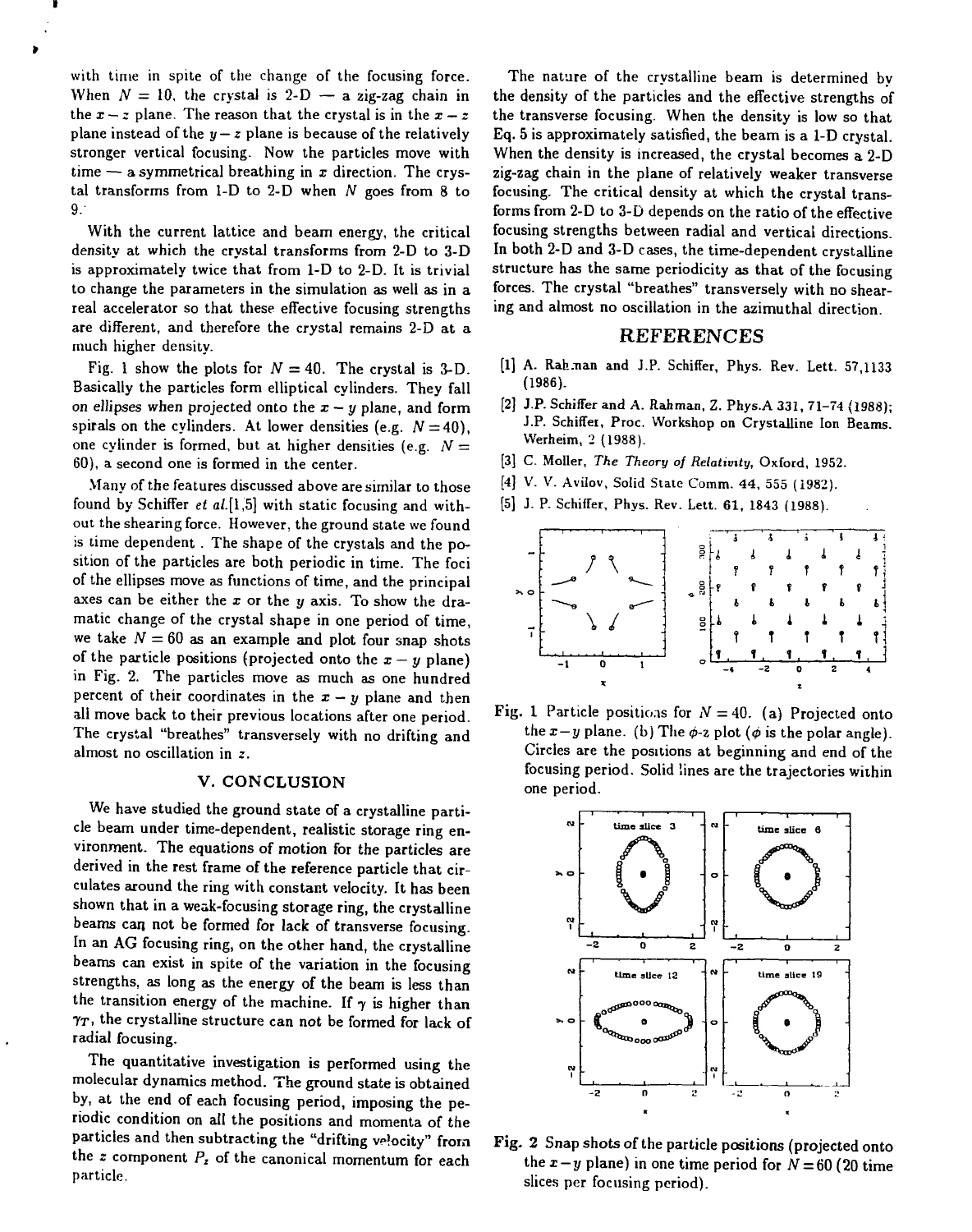with time in spite of the change of the focusing force. When $N = 10$, the crystal is 2-D — a zig-zag chain in the $x-z$ plane. The reason that the crystal is in the $x-z$ plane instead of the $y-z$ plane is because of the relatively stronger vertical focusing. Now the particles move with time — a symmetrical breathing in $x$ direction. The crystal transforms from 1-D to 2-D when $N$ goes from 8 to 9.

With the current lattice and beam energy, the critical density at which the crystal transforms from 2-D to 3-D is approximately twice that from 1-D to 2-D. It is trivial to change the parameters in the simulation as well as in a real accelerator so that these effective focusing strengths are different, and therefore the crystal remains 2-D at a much higher density.

Fig. 1 show the plots for $N = 40$. The crystal is 3-D. Basically the particles form elliptical cylinders. They fall on ellipses when projected onto the $x-y$ plane, and form spirals on the cylinders. At lower densities (e.g. $N = 40$), one cylinder is formed, but at higher densities (e.g. $N = 60$), a second one is formed in the center.

Many of the features discussed above are similar to those found by Schiffer *et al.*[1,5] with static focusing and without the shearing force. However, the ground state we found is time dependent. The shape of the crystals and the position of the particles are both periodic in time. The foci of the ellipses move as functions of time, and the principal axes can be either the $x$ or the $y$ axis. To show the dramatic change of the crystal shape in one period of time, we take $N = 60$ as an example and plot four snap shots of the particle positions (projected onto the $x-y$ plane) in Fig. 2. The particles move as much as one hundred percent of their coordinates in the $x-y$ plane and then all move back to their previous locations after one period. The crystal "breathes" transversely with no drifting and almost no oscillation in $z$.

## V. CONCLUSION

We have studied the ground state of a crystalline particle beam under time-dependent, realistic storage ring environment. The equations of motion for the particles are derived in the rest frame of the reference particle that circulates around the ring with constant velocity. It has been shown that in a weak-focusing storage ring, the crystalline beams can not be formed for lack of transverse focusing. In an AG focusing ring, on the other hand, the crystalline beams can exist in spite of the variation in the focusing strengths, as long as the energy of the beam is less than the transition energy of the machine. If $\gamma$ is higher than $\gamma_T$, the crystalline structure can not be formed for lack of radial focusing.

The quantitative investigation is performed using the molecular dynamics method. The ground state is obtained by, at the end of each focusing period, imposing the periodic condition on all the positions and momenta of the particles and then subtracting the "drifting velocity" from the $z$ component $P_z$ of the canonical momentum for each particle.

The nature of the crystalline beam is determined by the density of the particles and the effective strengths of the transverse focusing. When the density is low so that Eq. 5 is approximately satisfied, the beam is a 1-D crystal. When the density is increased, the crystal becomes a 2-D zig-zag chain in the plane of relatively weaker transverse focusing. The critical density at which the crystal transforms from 2-D to 3-D depends on the ratio of the effective focusing strengths between radial and vertical directions. In both 2-D and 3-D cases, the time-dependent crystalline structure has the same periodicity as that of the focusing forces. The crystal "breathes" transversely with no shearing and almost no oscillation in the azimuthal direction.

## REFERENCES

[1] A. Rahman and J.P. Schiffer, Phys. Rev. Lett. 57,1133 (1986).

[2] J.P. Schiffer and A. Rahman, Z. Phys.A 331, 71–74 (1988); J.P. Schiffer, Proc. Workshop on Crystalline Ion Beams. Werheim, 2 (1988).

[3] C. Moller, *The Theory of Relativity*, Oxford, 1952.

[4] V. V. Avilov, Solid State Comm. 44, 555 (1982).

[5] J. P. Schiffer, Phys. Rev. Lett. 61, 1843 (1988).

y
x
-1 0 1
φ
z
-4 -2 0 2 4

Fig. 1 Particle positions for $N = 40$. (a) Projected onto the $x-y$ plane. (b) The $\phi$-$z$ plot ($\phi$ is the polar angle). Circles are the positions at beginning and end of the focusing period. Solid lines are the trajectories within one period.

time slice 3
time slice 6
time slice 12
time slice 19
y
x
-2 0 2

Fig. 2 Snap shots of the particle positions (projected onto the $x-y$ plane) in one time period for $N = 60$ (20 time slices per focusing period).